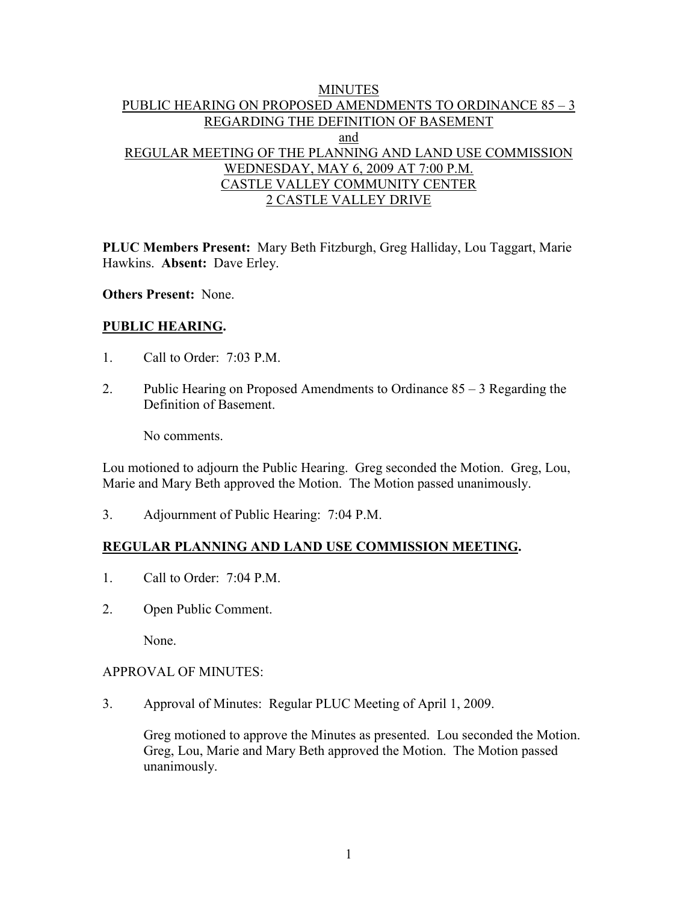# MINUTES
## PUBLIC HEARING ON PROPOSED AMENDMENTS TO ORDINANCE 85 – 3 REGARDING THE DEFINITION OF BASEMENT
## and
## REGULAR MEETING OF THE PLANNING AND LAND USE COMMISSION
## WEDNESDAY, MAY 6, 2009 AT 7:00 P.M.
## CASTLE VALLEY COMMUNITY CENTER
## 2 CASTLE VALLEY DRIVE

**PLUC Members Present:** Mary Beth Fitzburgh, Greg Halliday, Lou Taggart, Marie Hawkins. **Absent:** Dave Erley.

**Others Present:** None.

## PUBLIC HEARING.

1. Call to Order: 7:03 P.M.

2. Public Hearing on Proposed Amendments to Ordinance 85 – 3 Regarding the Definition of Basement.

   No comments.

Lou motioned to adjourn the Public Hearing. Greg seconded the Motion. Greg, Lou, Marie and Mary Beth approved the Motion. The Motion passed unanimously.

3. Adjournment of Public Hearing: 7:04 P.M.

## REGULAR PLANNING AND LAND USE COMMISSION MEETING.

1. Call to Order: 7:04 P.M.

2. Open Public Comment.

   None.

APPROVAL OF MINUTES:

3. Approval of Minutes: Regular PLUC Meeting of April 1, 2009.

   Greg motioned to approve the Minutes as presented. Lou seconded the Motion. Greg, Lou, Marie and Mary Beth approved the Motion. The Motion passed unanimously.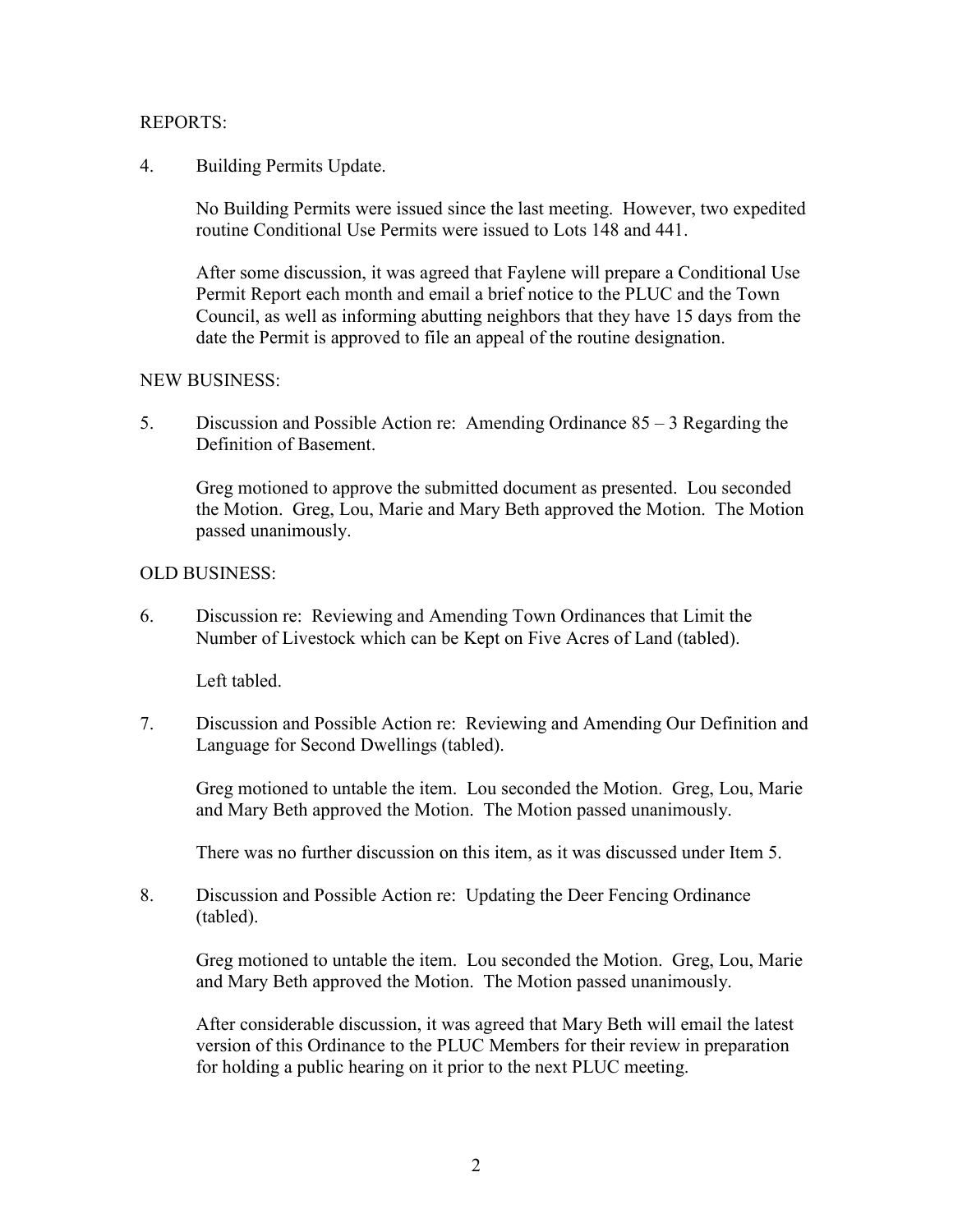REPORTS:

4. Building Permits Update.

   No Building Permits were issued since the last meeting. However, two expedited routine Conditional Use Permits were issued to Lots 148 and 441.

   After some discussion, it was agreed that Faylene will prepare a Conditional Use Permit Report each month and email a brief notice to the PLUC and the Town Council, as well as informing abutting neighbors that they have 15 days from the date the Permit is approved to file an appeal of the routine designation.

NEW BUSINESS:

5. Discussion and Possible Action re: Amending Ordinance 85 – 3 Regarding the Definition of Basement.

   Greg motioned to approve the submitted document as presented. Lou seconded the Motion. Greg, Lou, Marie and Mary Beth approved the Motion. The Motion passed unanimously.

OLD BUSINESS:

6. Discussion re: Reviewing and Amending Town Ordinances that Limit the Number of Livestock which can be Kept on Five Acres of Land (tabled).

   Left tabled.

7. Discussion and Possible Action re: Reviewing and Amending Our Definition and Language for Second Dwellings (tabled).

   Greg motioned to untable the item. Lou seconded the Motion. Greg, Lou, Marie and Mary Beth approved the Motion. The Motion passed unanimously.

   There was no further discussion on this item, as it was discussed under Item 5.

8. Discussion and Possible Action re: Updating the Deer Fencing Ordinance (tabled).

   Greg motioned to untable the item. Lou seconded the Motion. Greg, Lou, Marie and Mary Beth approved the Motion. The Motion passed unanimously.

   After considerable discussion, it was agreed that Mary Beth will email the latest version of this Ordinance to the PLUC Members for their review in preparation for holding a public hearing on it prior to the next PLUC meeting.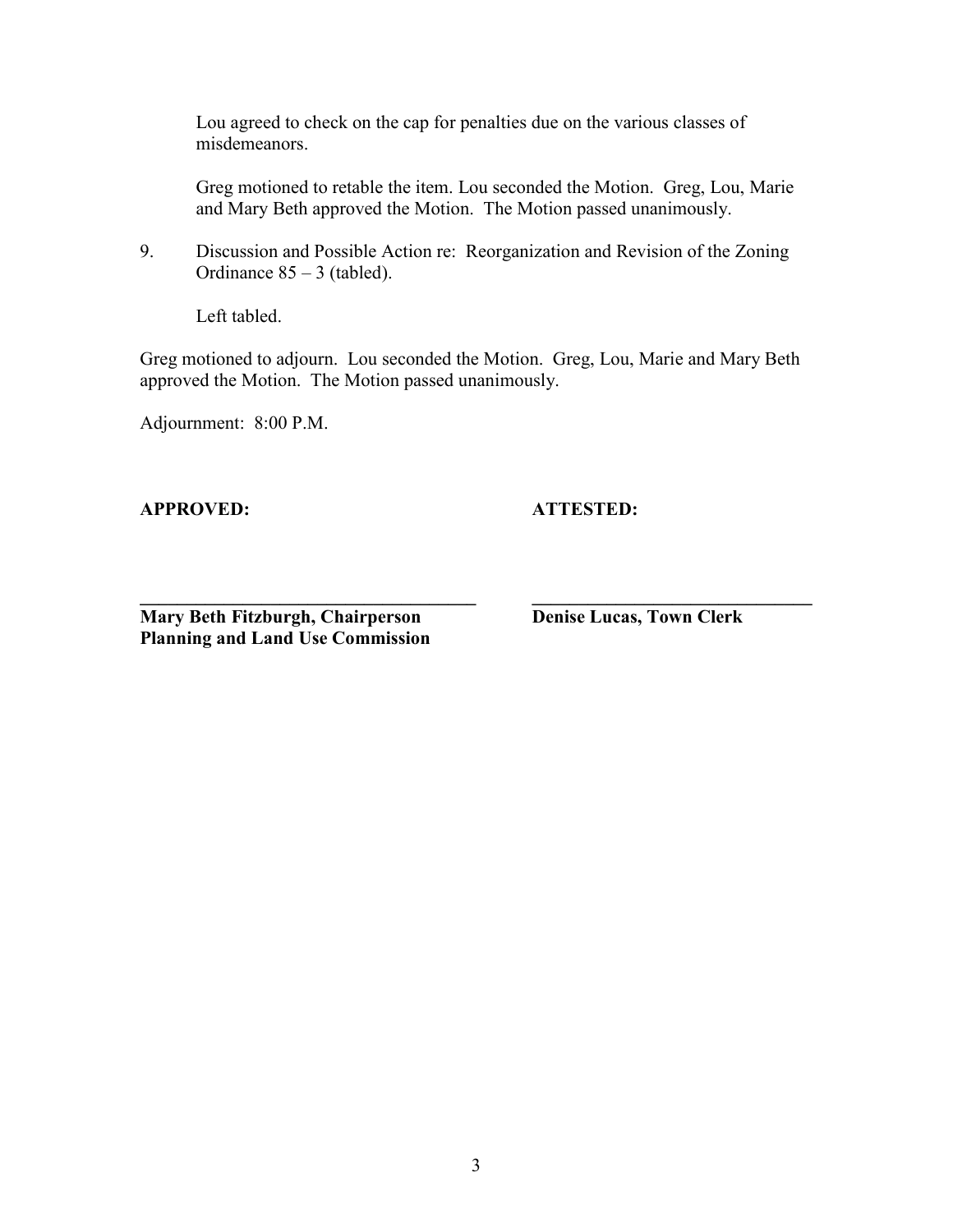Lou agreed to check on the cap for penalties due on the various classes of misdemeanors.

Greg motioned to retable the item. Lou seconded the Motion. Greg, Lou, Marie and Mary Beth approved the Motion. The Motion passed unanimously.

9. Discussion and Possible Action re: Reorganization and Revision of the Zoning Ordinance 85 – 3 (tabled).

   Left tabled.

Greg motioned to adjourn. Lou seconded the Motion. Greg, Lou, Marie and Mary Beth approved the Motion. The Motion passed unanimously.

Adjournment: 8:00 P.M.

**APPROVED:**

**ATTESTED:**

**Mary Beth Fitzburgh, Chairperson**
**Planning and Land Use Commission**

**Denise Lucas, Town Clerk**